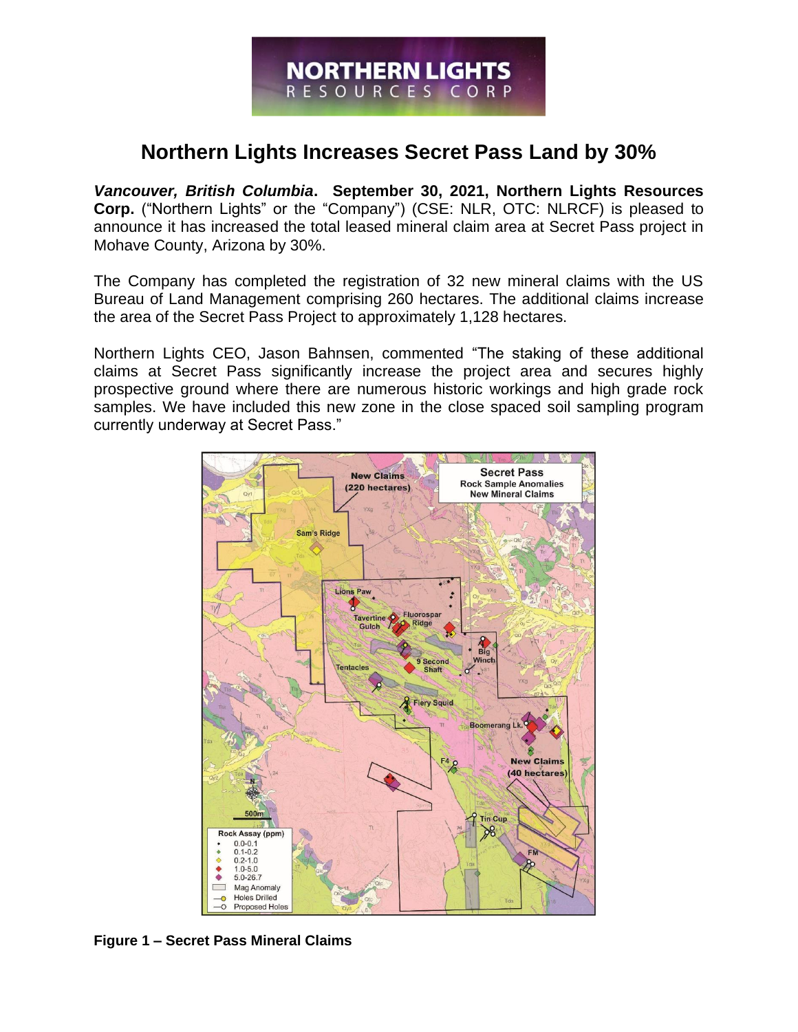# Northern Lights Increases Secret Pass Land by 30%

***Vancouver, British Columbia*. September 30, 2021, Northern Lights Resources Corp.** ("Northern Lights" or the "Company") (CSE: NLR, OTC: NLRCF) is pleased to announce it has increased the total leased mineral claim area at Secret Pass project in Mohave County, Arizona by 30%.

The Company has completed the registration of 32 new mineral claims with the US Bureau of Land Management comprising 260 hectares. The additional claims increase the area of the Secret Pass Project to approximately 1,128 hectares.

Northern Lights CEO, Jason Bahnsen, commented "The staking of these additional claims at Secret Pass significantly increase the project area and secures highly prospective ground where there are numerous historic workings and high grade rock samples. We have included this new zone in the close spaced soil sampling program currently underway at Secret Pass."

**Figure 1 – Secret Pass Mineral Claims**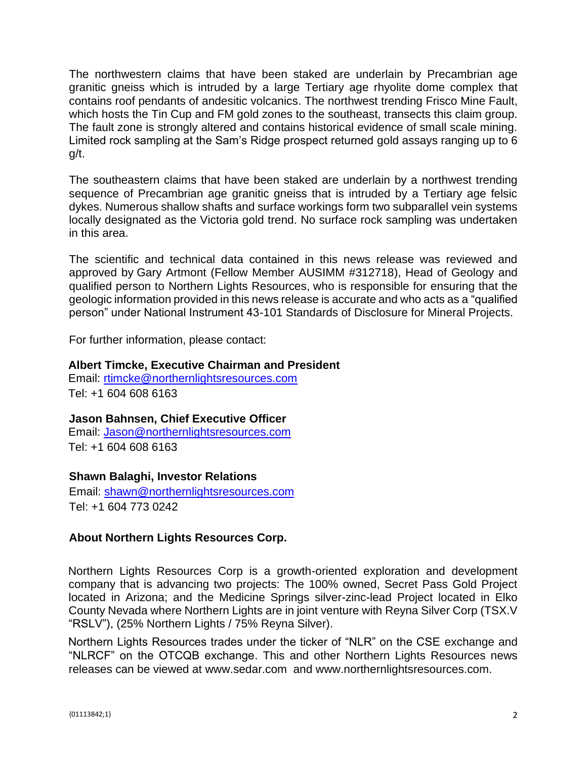The northwestern claims that have been staked are underlain by Precambrian age granitic gneiss which is intruded by a large Tertiary age rhyolite dome complex that contains roof pendants of andesitic volcanics. The northwest trending Frisco Mine Fault, which hosts the Tin Cup and FM gold zones to the southeast, transects this claim group. The fault zone is strongly altered and contains historical evidence of small scale mining. Limited rock sampling at the Sam's Ridge prospect returned gold assays ranging up to 6 g/t.

The southeastern claims that have been staked are underlain by a northwest trending sequence of Precambrian age granitic gneiss that is intruded by a Tertiary age felsic dykes. Numerous shallow shafts and surface workings form two subparallel vein systems locally designated as the Victoria gold trend. No surface rock sampling was undertaken in this area.

The scientific and technical data contained in this news release was reviewed and approved by Gary Artmont (Fellow Member AUSIMM #312718), Head of Geology and qualified person to Northern Lights Resources, who is responsible for ensuring that the geologic information provided in this news release is accurate and who acts as a "qualified person" under National Instrument 43-101 Standards of Disclosure for Mineral Projects.

For further information, please contact:

**Albert Timcke, Executive Chairman and President**
Email: rtimcke@northernlightsresources.com
Tel: +1 604 608 6163

**Jason Bahnsen, Chief Executive Officer**
Email: Jason@northernlightsresources.com
Tel: +1 604 608 6163

**Shawn Balaghi, Investor Relations**
Email: shawn@northernlightsresources.com
Tel: +1 604 773 0242

**About Northern Lights Resources Corp.**

Northern Lights Resources Corp is a growth-oriented exploration and development company that is advancing two projects: The 100% owned, Secret Pass Gold Project located in Arizona; and the Medicine Springs silver-zinc-lead Project located in Elko County Nevada where Northern Lights are in joint venture with Reyna Silver Corp (TSX.V "RSLV"), (25% Northern Lights / 75% Reyna Silver).

Northern Lights Resources trades under the ticker of "NLR" on the CSE exchange and "NLRCF" on the OTCQB exchange. This and other Northern Lights Resources news releases can be viewed at www.sedar.com and www.northernlightsresources.com.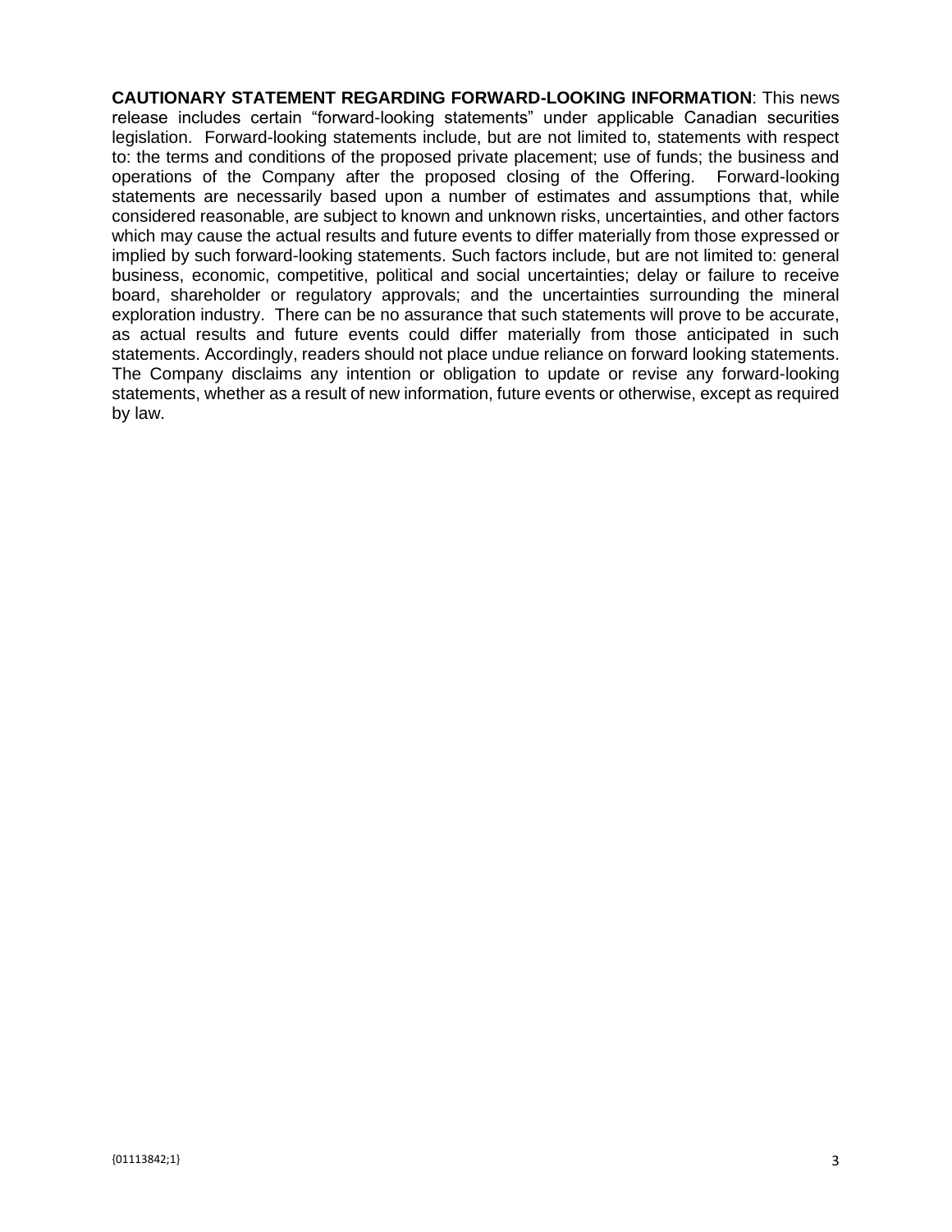**CAUTIONARY STATEMENT REGARDING FORWARD-LOOKING INFORMATION**: This news release includes certain "forward-looking statements" under applicable Canadian securities legislation. Forward-looking statements include, but are not limited to, statements with respect to: the terms and conditions of the proposed private placement; use of funds; the business and operations of the Company after the proposed closing of the Offering. Forward-looking statements are necessarily based upon a number of estimates and assumptions that, while considered reasonable, are subject to known and unknown risks, uncertainties, and other factors which may cause the actual results and future events to differ materially from those expressed or implied by such forward-looking statements. Such factors include, but are not limited to: general business, economic, competitive, political and social uncertainties; delay or failure to receive board, shareholder or regulatory approvals; and the uncertainties surrounding the mineral exploration industry. There can be no assurance that such statements will prove to be accurate, as actual results and future events could differ materially from those anticipated in such statements. Accordingly, readers should not place undue reliance on forward looking statements. The Company disclaims any intention or obligation to update or revise any forward-looking statements, whether as a result of new information, future events or otherwise, except as required by law.

{01113842;1}